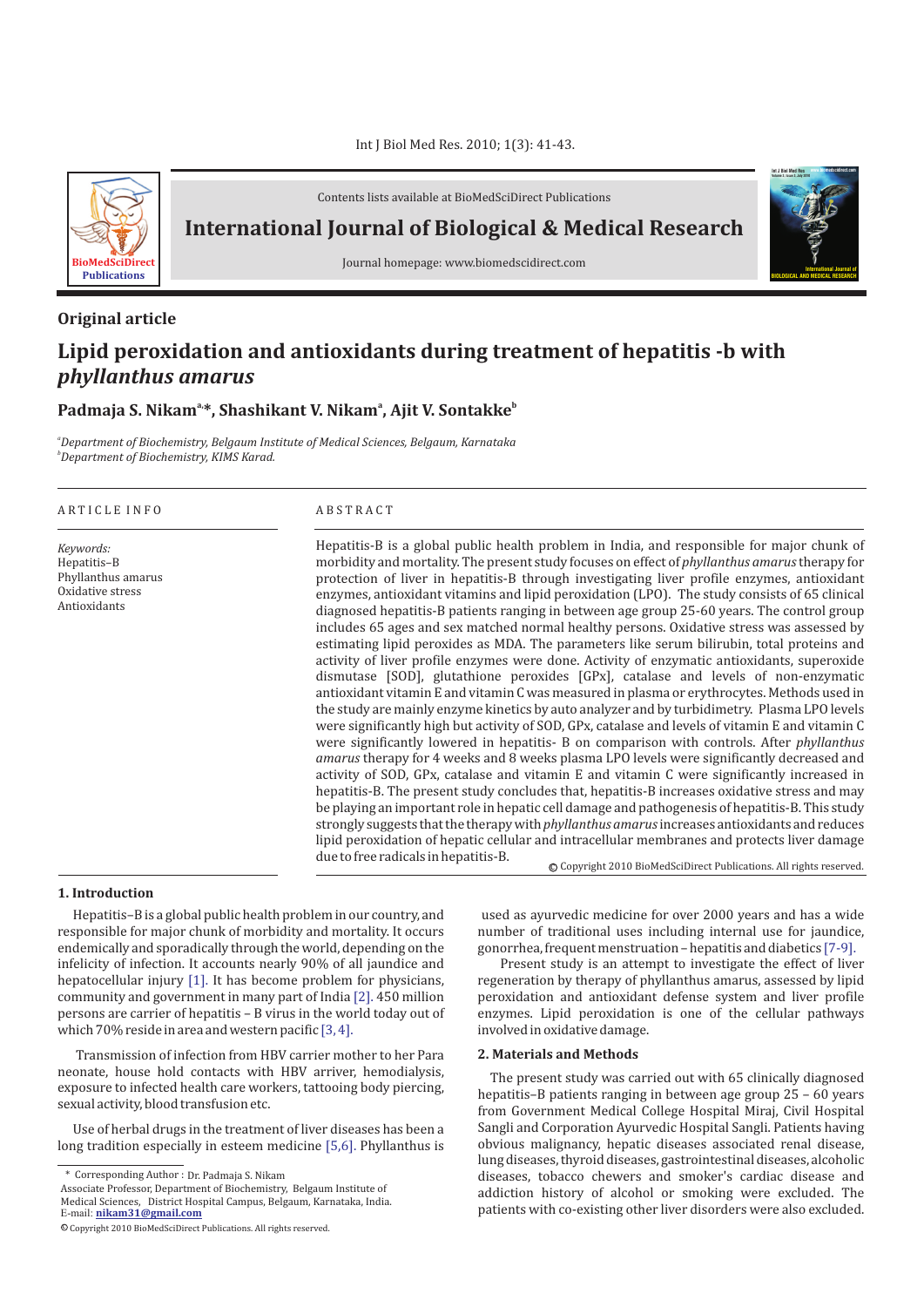Contents lists available at BioMedSciDirect Publications

# International Journal of Biological & Medical Research

Journal homepage: www.biomedscidirect.com

## Original article

# Lipid peroxidation and antioxidants during treatment of hepatitis -b with *phyllanthus amarus*

**Padmaja S. Nikam[a,*], Shashikant V. Nikam[a], Ajit V. Sontakke[b]**

[a] *Department of Biochemistry, Belgaum Institute of Medical Sciences, Belgaum, Karnataka*
[b] *Department of Biochemistry, KIMS Karad.*

ARTICLE INFO

*Keywords:*
Hepatitis–B
Phyllanthus amarus
Oxidative stress
Antioxidants

ABSTRACT

Hepatitis-B is a global public health problem in India, and responsible for major chunk of morbidity and mortality. The present study focuses on effect of *phyllanthus amarus* therapy for protection of liver in hepatitis-B through investigating liver profile enzymes, antioxidant enzymes, antioxidant vitamins and lipid peroxidation (LPO). The study consists of 65 clinical diagnosed hepatitis-B patients ranging in between age group 25-60 years. The control group includes 65 ages and sex matched normal healthy persons. Oxidative stress was assessed by estimating lipid peroxides as MDA. The parameters like serum bilirubin, total proteins and activity of liver profile enzymes were done. Activity of enzymatic antioxidants, superoxide dismutase [SOD], glutathione peroxides [GPx], catalase and levels of non-enzymatic antioxidant vitamin E and vitamin C was measured in plasma or erythrocytes. Methods used in the study are mainly enzyme kinetics by auto analyzer and by turbidimetry. Plasma LPO levels were significantly high but activity of SOD, GPx, catalase and levels of vitamin E and vitamin C were significantly lowered in hepatitis- B on comparison with controls. After *phyllanthus amarus* therapy for 4 weeks and 8 weeks plasma LPO levels were significantly decreased and activity of SOD, GPx, catalase and vitamin E and vitamin C were significantly increased in hepatitis-B. The present study concludes that, hepatitis-B increases oxidative stress and may be playing an important role in hepatic cell damage and pathogenesis of hepatitis-B. This study strongly suggests that the therapy with *phyllanthus amarus* increases antioxidants and reduces lipid peroxidation of hepatic cellular and intracellular membranes and protects liver damage due to free radicals in hepatitis-B.

© Copyright 2010 BioMedSciDirect Publications. All rights reserved.

## 1. Introduction

Hepatitis–B is a global public health problem in our country, and responsible for major chunk of morbidity and mortality. It occurs endemically and sporadically through the world, depending on the infelicity of infection. It accounts nearly 90% of all jaundice and hepatocellular injury [1]. It has become problem for physicians, community and government in many part of India [2]. 450 million persons are carrier of hepatitis – B virus in the world today out of which 70% reside in area and western pacific [3, 4].

Transmission of infection from HBV carrier mother to her Para neonate, house hold contacts with HBV arriver, hemodialysis, exposure to infected health care workers, tattooing body piercing, sexual activity, blood transfusion etc.

Use of herbal drugs in the treatment of liver diseases has been a long tradition especially in esteem medicine [5,6]. Phyllanthus is used as ayurvedic medicine for over 2000 years and has a wide number of traditional uses including internal use for jaundice, gonorrhea, frequent menstruation – hepatitis and diabetics [7-9].

Present study is an attempt to investigate the effect of liver regeneration by therapy of phyllanthus amarus, assessed by lipid peroxidation and antioxidant defense system and liver profile enzymes. Lipid peroxidation is one of the cellular pathways involved in oxidative damage.

## 2. Materials and Methods

The present study was carried out with 65 clinically diagnosed hepatitis–B patients ranging in between age group 25 – 60 years from Government Medical College Hospital Miraj, Civil Hospital Sangli and Corporation Ayurvedic Hospital Sangli. Patients having obvious malignancy, hepatic diseases associated renal disease, lung diseases, thyroid diseases, gastrointestinal diseases, alcoholic diseases, tobacco chewers and smoker's cardiac disease and addiction history of alcohol or smoking were excluded. The patients with co-existing other liver disorders were also excluded.

\* Corresponding Author : Dr. Padmaja S. Nikam
Associate Professor, Department of Biochemistry, Belgaum Institute of Medical Sciences, District Hospital Campus, Belgaum, Karnataka, India.
E-mail: **nikam31@gmail.com**

© Copyright 2010 BioMedSciDirect Publications. All rights reserved.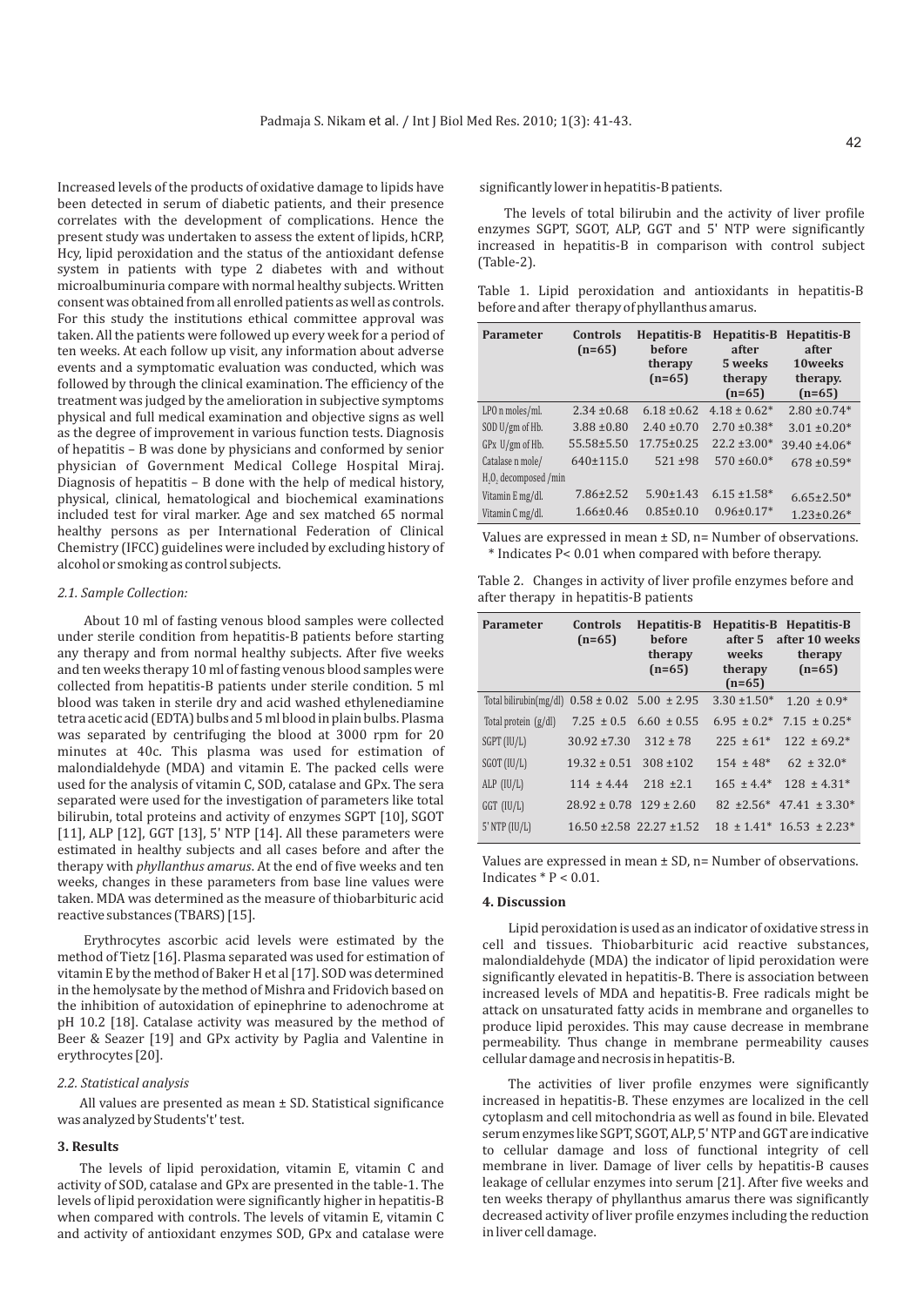Increased levels of the products of oxidative damage to lipids have been detected in serum of diabetic patients, and their presence correlates with the development of complications. Hence the present study was undertaken to assess the extent of lipids, hCRP, Hcy, lipid peroxidation and the status of the antioxidant defense system in patients with type 2 diabetes with and without microalbuminuria compare with normal healthy subjects. Written consent was obtained from all enrolled patients as well as controls. For this study the institutions ethical committee approval was taken. All the patients were followed up every week for a period of ten weeks. At each follow up visit, any information about adverse events and a symptomatic evaluation was conducted, which was followed by through the clinical examination. The efficiency of the treatment was judged by the amelioration in subjective symptoms physical and full medical examination and objective signs as well as the degree of improvement in various function tests. Diagnosis of hepatitis – B was done by physicians and conformed by senior physician of Government Medical College Hospital Miraj. Diagnosis of hepatitis – B done with the help of medical history, physical, clinical, hematological and biochemical examinations included test for viral marker. Age and sex matched 65 normal healthy persons as per International Federation of Clinical Chemistry (IFCC) guidelines were included by excluding history of alcohol or smoking as control subjects.

### 2.1. Sample Collection:

About 10 ml of fasting venous blood samples were collected under sterile condition from hepatitis-B patients before starting any therapy and from normal healthy subjects. After five weeks and ten weeks therapy 10 ml of fasting venous blood samples were collected from hepatitis-B patients under sterile condition. 5 ml blood was taken in sterile dry and acid washed ethylenediamine tetra acetic acid (EDTA) bulbs and 5 ml blood in plain bulbs. Plasma was separated by centrifuging the blood at 3000 rpm for 20 minutes at 40c. This plasma was used for estimation of malondialdehyde (MDA) and vitamin E. The packed cells were used for the analysis of vitamin C, SOD, catalase and GPx. The sera separated were used for the investigation of parameters like total bilirubin, total proteins and activity of enzymes SGPT [10], SGOT [11], ALP [12], GGT [13], 5' NTP [14]. All these parameters were estimated in healthy subjects and all cases before and after the therapy with *phyllanthus amarus*. At the end of five weeks and ten weeks, changes in these parameters from base line values were taken. MDA was determined as the measure of thiobarbituric acid reactive substances (TBARS) [15].

Erythrocytes ascorbic acid levels were estimated by the method of Tietz [16]. Plasma separated was used for estimation of vitamin E by the method of Baker H et al [17]. SOD was determined in the hemolysate by the method of Mishra and Fridovich based on the inhibition of autoxidation of epinephrine to adenochrome at pH 10.2 [18]. Catalase activity was measured by the method of Beer & Seazer [19] and GPx activity by Paglia and Valentine in erythrocytes [20].

### 2.2. Statistical analysis

All values are presented as mean ± SD. Statistical significance was analyzed by Students't' test.

## 3. Results

The levels of lipid peroxidation, vitamin E, vitamin C and activity of SOD, catalase and GPx are presented in the table-1. The levels of lipid peroxidation were significantly higher in hepatitis-B when compared with controls. The levels of vitamin E, vitamin C and activity of antioxidant enzymes SOD, GPx and catalase were significantly lower in hepatitis-B patients.

The levels of total bilirubin and the activity of liver profile enzymes SGPT, SGOT, ALP, GGT and 5' NTP were significantly increased in hepatitis-B in comparison with control subject (Table-2).

Table 1. Lipid peroxidation and antioxidants in hepatitis-B before and after therapy of phyllanthus amarus.

| Parameter | Controls (n=65) | Hepatitis-B before therapy (n=65) | Hepatitis-B after 5 weeks therapy (n=65) | Hepatitis-B after 10weeks therapy. (n=65) |
|---|---|---|---|---|
| LPO n moles/ml. | 2.34 ±0.68 | 6.18 ±0.62 | 4.18 ± 0.62* | 2.80 ±0.74* |
| SOD U/gm of Hb. | 3.88 ±0.80 | 2.40 ±0.70 | 2.70 ±0.38* | 3.01 ±0.20* |
| GPx U/gm of Hb. | 55.58±5.50 | 17.75±0.25 | 22.2 ±3.00* | 39.40 ±4.06* |
| Catalase n mole/ $H_2O_2$ decomposed /min | 640±115.0 | 521 ±98 | 570 ±60.0* | 678 ±0.59* |
| Vitamin E mg/dl. | 7.86±2.52 | 5.90±1.43 | 6.15 ±1.58* | 6.65±2.50* |
| Vitamin C mg/dl. | 1.66±0.46 | 0.85±0.10 | 0.96±0.17* | 1.23±0.26* |

Values are expressed in mean ± SD, n= Number of observations. * Indicates P< 0.01 when compared with before therapy.

Table 2. Changes in activity of liver profile enzymes before and after therapy in hepatitis-B patients

| Parameter | Controls (n=65) | Hepatitis-B before therapy (n=65) | Hepatitis-B after 5 weeks therapy (n=65) | Hepatitis-B after 10 weeks therapy (n=65) |
|---|---|---|---|---|
| Total bilirubin(mg/dl) | 0.58 ± 0.02 | 5.00 ± 2.95 | 3.30 ±1.50* | 1.20 ± 0.9* |
| Total protein (g/dl) | 7.25 ± 0.5 | 6.60 ± 0.55 | 6.95 ± 0.2* | 7.15 ± 0.25* |
| SGPT (IU/L) | 30.92 ±7.30 | 312 ± 78 | 225 ± 61* | 122 ± 69.2* |
| SGOT (IU/L) | 19.32 ± 0.51 | 308 ±102 | 154 ± 48* | 62 ± 32.0* |
| ALP (IU/L) | 114 ± 4.44 | 218 ±2.1 | 165 ± 4.4* | 128 ± 4.31* |
| GGT (IU/L) | 28.92 ± 0.78 | 129 ± 2.60 | 82 ±2.56* | 47.41 ± 3.30* |
| 5' NTP (IU/L) | 16.50 ±2.58 | 22.27 ±1.52 | 18 ± 1.41* | 16.53 ± 2.23* |

Values are expressed in mean ± SD, n= Number of observations. Indicates * P < 0.01.

## 4. Discussion

Lipid peroxidation is used as an indicator of oxidative stress in cell and tissues. Thiobarbituric acid reactive substances, malondialdehyde (MDA) the indicator of lipid peroxidation were significantly elevated in hepatitis-B. There is association between increased levels of MDA and hepatitis-B. Free radicals might be attack on unsaturated fatty acids in membrane and organelles to produce lipid peroxides. This may cause decrease in membrane permeability. Thus change in membrane permeability causes cellular damage and necrosis in hepatitis-B.

The activities of liver profile enzymes were significantly increased in hepatitis-B. These enzymes are localized in the cell cytoplasm and cell mitochondria as well as found in bile. Elevated serum enzymes like SGPT, SGOT, ALP, 5' NTP and GGT are indicative to cellular damage and loss of functional integrity of cell membrane in liver. Damage of liver cells by hepatitis-B causes leakage of cellular enzymes into serum [21]. After five weeks and ten weeks therapy of phyllanthus amarus there was significantly decreased activity of liver profile enzymes including the reduction in liver cell damage.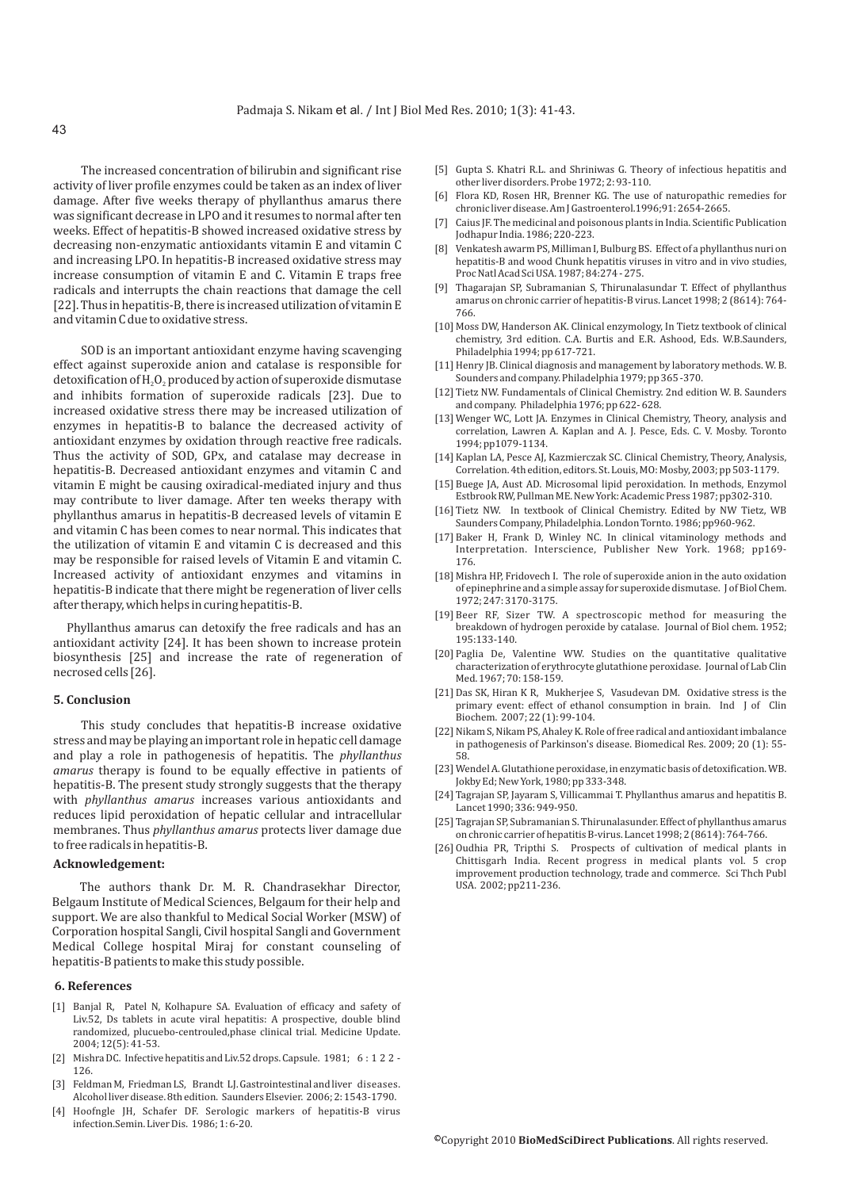The increased concentration of bilirubin and significant rise activity of liver profile enzymes could be taken as an index of liver damage. After five weeks therapy of phyllanthus amarus there was significant decrease in LPO and it resumes to normal after ten weeks. Effect of hepatitis-B showed increased oxidative stress by decreasing non-enzymatic antioxidants vitamin E and vitamin C and increasing LPO. In hepatitis-B increased oxidative stress may increase consumption of vitamin E and C. Vitamin E traps free radicals and interrupts the chain reactions that damage the cell [22]. Thus in hepatitis-B, there is increased utilization of vitamin E and vitamin C due to oxidative stress.

SOD is an important antioxidant enzyme having scavenging effect against superoxide anion and catalase is responsible for detoxification of $H_2O_2$ produced by action of superoxide dismutase and inhibits formation of superoxide radicals [23]. Due to increased oxidative stress there may be increased utilization of enzymes in hepatitis-B to balance the decreased activity of antioxidant enzymes by oxidation through reactive free radicals. Thus the activity of SOD, GPx, and catalase may decrease in hepatitis-B. Decreased antioxidant enzymes and vitamin C and vitamin E might be causing oxiradical-mediated injury and thus may contribute to liver damage. After ten weeks therapy with phyllanthus amarus in hepatitis-B decreased levels of vitamin E and vitamin C has been comes to near normal. This indicates that the utilization of vitamin E and vitamin C is decreased and this may be responsible for raised levels of Vitamin E and vitamin C. Increased activity of antioxidant enzymes and vitamins in hepatitis-B indicate that there might be regeneration of liver cells after therapy, which helps in curing hepatitis-B.

Phyllanthus amarus can detoxify the free radicals and has an antioxidant activity [24]. It has been shown to increase protein biosynthesis [25] and increase the rate of regeneration of necrosed cells [26].

## 5. Conclusion

This study concludes that hepatitis-B increase oxidative stress and may be playing an important role in hepatic cell damage and play a role in pathogenesis of hepatitis. The *phyllanthus amarus* therapy is found to be equally effective in patients of hepatitis-B. The present study strongly suggests that the therapy with *phyllanthus amarus* increases various antioxidants and reduces lipid peroxidation of hepatic cellular and intracellular membranes. Thus *phyllanthus amarus* protects liver damage due to free radicals in hepatitis-B.

## Acknowledgement:

The authors thank Dr. M. R. Chandrasekhar Director, Belgaum Institute of Medical Sciences, Belgaum for their help and support. We are also thankful to Medical Social Worker (MSW) of Corporation hospital Sangli, Civil hospital Sangli and Government Medical College hospital Miraj for constant counseling of hepatitis-B patients to make this study possible.

## 6. References

[1] Banjal R, Patel N, Kolhapure SA. Evaluation of efficacy and safety of Liv.52, Ds tablets in acute viral hepatitis: A prospective, double blind randomized, plucuebo-centrouled,phase clinical trial. Medicine Update. 2004; 12(5): 41-53.

[2] Mishra DC. Infective hepatitis and Liv.52 drops. Capsule. 1981; 6 : 1 2 2 - 126.

[3] Feldman M, Friedman LS, Brandt LJ. Gastrointestinal and liver diseases. Alcohol liver disease. 8th edition. Saunders Elsevier. 2006; 2: 1543-1790.

[4] Hoofngle JH, Schafer DF. Serologic markers of hepatitis-B virus infection.Semin. Liver Dis. 1986; 1: 6-20.

[5] Gupta S. Khatri R.L. and Shriniwas G. Theory of infectious hepatitis and other liver disorders. Probe 1972; 2: 93-110.

[6] Flora KD, Rosen HR, Brenner KG. The use of naturopathic remedies for chronic liver disease. Am J Gastroenterol.1996;91: 2654-2665.

[7] Caius JF. The medicinal and poisonous plants in India. Scientific Publication Jodhapur India. 1986; 220-223.

[8] Venkatesh awarm PS, Milliman I, Bulburg BS. Effect of a phyllanthus nuri on hepatitis-B and wood Chunk hepatitis viruses in vitro and in vivo studies, Proc Natl Acad Sci USA. 1987; 84:274 - 275.

[9] Thagarajan SP, Subramanian S, Thirunalasundar T. Effect of phyllanthus amarus on chronic carrier of hepatitis-B virus. Lancet 1998; 2 (8614): 764-766.

[10] Moss DW, Handerson AK. Clinical enzymology, In Tietz textbook of clinical chemistry, 3rd edition. C.A. Burtis and E.R. Ashood, Eds. W.B.Saunders, Philadelphia 1994; pp 617-721.

[11] Henry JB. Clinical diagnosis and management by laboratory methods. W. B. Sounders and company. Philadelphia 1979; pp 365 -370.

[12] Tietz NW. Fundamentals of Clinical Chemistry. 2nd edition W. B. Saunders and company. Philadelphia 1976; pp 622- 628.

[13] Wenger WC, Lott JA. Enzymes in Clinical Chemistry, Theory, analysis and correlation, Lawren A. Kaplan and A. J. Pesce, Eds. C. V. Mosby. Toronto 1994; pp1079-1134.

[14] Kaplan LA, Pesce AJ, Kazmierczak SC. Clinical Chemistry, Theory, Analysis, Correlation. 4th edition, editors. St. Louis, MO: Mosby, 2003; pp 503-1179.

[15] Buege JA, Aust AD. Microsomal lipid peroxidation. In methods, Enzymol Estbrook RW, Pullman ME. New York: Academic Press 1987; pp302-310.

[16] Tietz NW. In textbook of Clinical Chemistry. Edited by NW Tietz, WB Saunders Company, Philadelphia. London Tornto. 1986; pp960-962.

[17] Baker H, Frank D, Winley NC. In clinical vitaminology methods and Interpretation. Interscience, Publisher New York. 1968; pp169-176.

[18] Mishra HP, Fridovech I. The role of superoxide anion in the auto oxidation of epinephrine and a simple assay for superoxide dismutase. J of Biol Chem. 1972; 247: 3170-3175.

[19] Beer RF, Sizer TW. A spectroscopic method for measuring the breakdown of hydrogen peroxide by catalase. Journal of Biol chem. 1952; 195:133-140.

[20] Paglia De, Valentine WW. Studies on the quantitative qualitative characterization of erythrocyte glutathione peroxidase. Journal of Lab Clin Med. 1967; 70: 158-159.

[21] Das SK, Hiran K R, Mukherjee S, Vasudevan DM. Oxidative stress is the primary event: effect of ethanol consumption in brain. Ind J of Clin Biochem. 2007; 22 (1): 99-104.

[22] Nikam S, Nikam PS, Ahaley K. Role of free radical and antioxidant imbalance in pathogenesis of Parkinson's disease. Biomedical Res. 2009; 20 (1): 55-58.

[23] Wendel A. Glutathione peroxidase, in enzymatic basis of detoxification. WB. Jokby Ed; New York, 1980; pp 333-348.

[24] Tagrajan SP, Jayaram S, Villicammai T. Phyllanthus amarus and hepatitis B. Lancet 1990; 336: 949-950.

[25] Tagrajan SP, Subramanian S. Thirunalasunder. Effect of phyllanthus amarus on chronic carrier of hepatitis B-virus. Lancet 1998; 2 (8614): 764-766.

[26] Oudhia PR, Tripthi S. Prospects of cultivation of medical plants in Chittisgarh India. Recent progress in medical plants vol. 5 crop improvement production technology, trade and commerce. Sci Thch Publ USA. 2002; pp211-236.

©Copyright 2010 **BioMedSciDirect Publications**. All rights reserved.